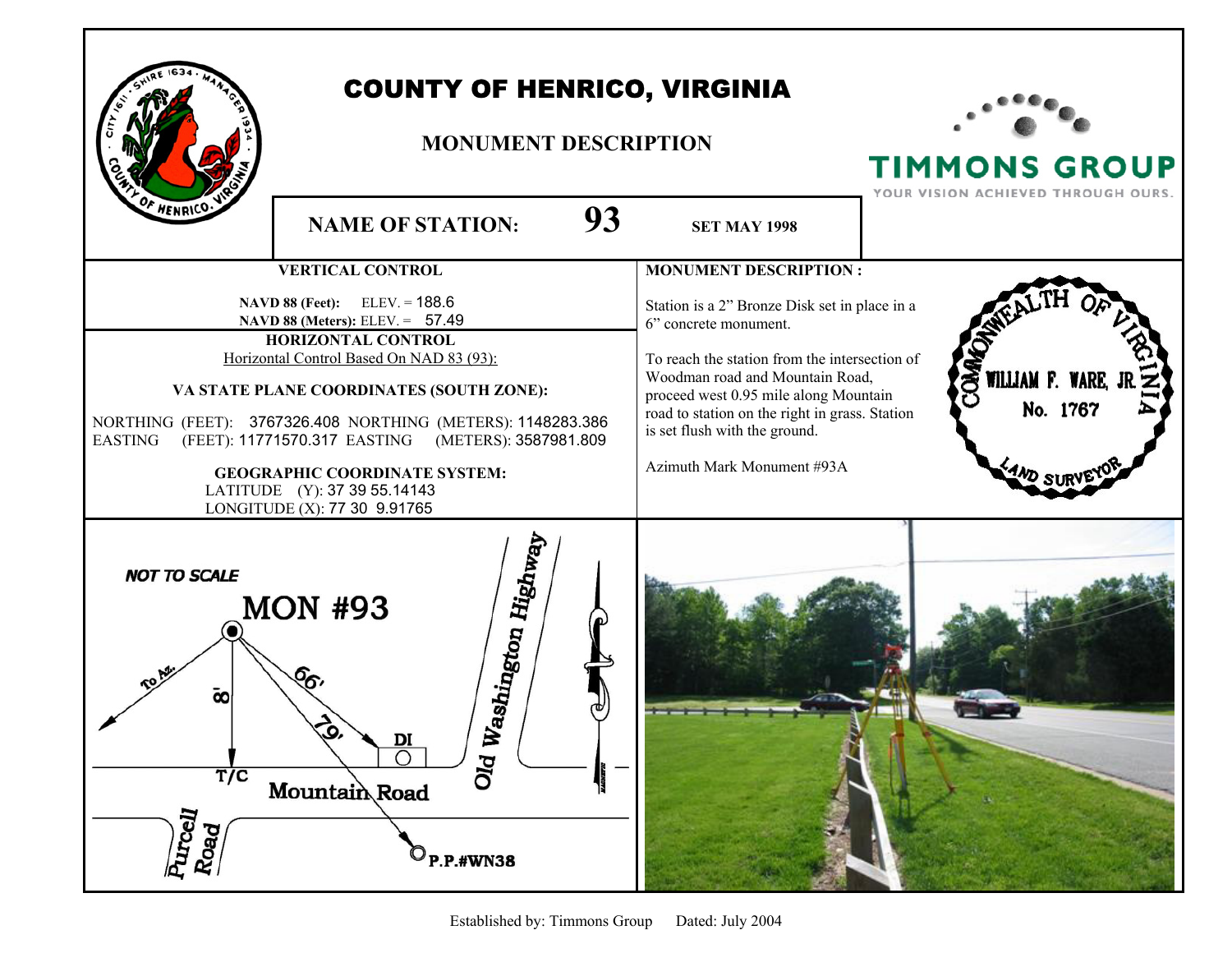# COUNTY OF HENRICO, VIRGINIA

## MONUMENT DESCRIPTION

TIMMONS GROUP
YOUR VISION ACHIEVED THROUGH OURS.

**NAME OF STATION: 93** **SET MAY 1998**

### VERTICAL CONTROL

**NAVD 88 (Feet):** ELEV. = 188.6
**NAVD 88 (Meters):** ELEV. = 57.49

### HORIZONTAL CONTROL

Horizontal Control Based On NAD 83 (93):

**VA STATE PLANE COORDINATES (SOUTH ZONE):**

NORTHING (FEET): 3767326.408 NORTHING (METERS): 1148283.386
EASTING (FEET): 11771570.317 EASTING (METERS): 3587981.809

**GEOGRAPHIC COORDINATE SYSTEM:**

LATITUDE (Y): 37 39 55.14143
LONGITUDE (X): 77 30 9.91765

### MONUMENT DESCRIPTION :

Station is a 2" Bronze Disk set in place in a 6" concrete monument.

To reach the station from the intersection of Woodman road and Mountain Road, proceed west 0.95 mile along Mountain road to station on the right in grass. Station is set flush with the ground.

Azimuth Mark Monument #93A

COMMONWEALTH OF VIRGINIA
WILLIAM F. WARE, JR.
No. 1767
LAND SURVEYOR

NOT TO SCALE

MON #93

To Az. 8' T/C 66' 79' DI Mountain Road Old Washington Highway Purcell Road P.P.#WN38

Established by: Timmons Group Dated: July 2004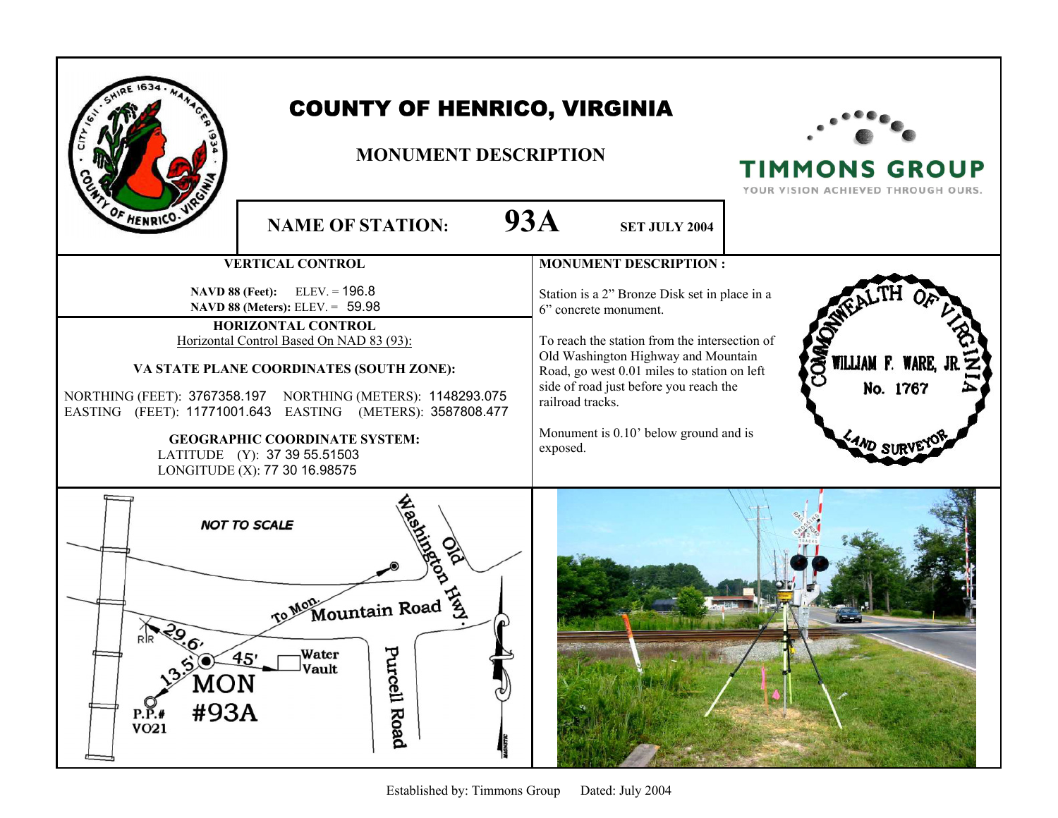# COUNTY OF HENRICO, VIRGINIA

## MONUMENT DESCRIPTION

**NAME OF STATION:** **93A** **SET JULY 2004**

### VERTICAL CONTROL

**NAVD 88 (Feet):** ELEV. = 196.8
**NAVD 88 (Meters):** ELEV. = 59.98

### HORIZONTAL CONTROL

Horizontal Control Based On NAD 83 (93):

**VA STATE PLANE COORDINATES (SOUTH ZONE):**

NORTHING (FEET): 3767358.197 NORTHING (METERS): 1148293.075
EASTING (FEET): 11771001.643 EASTING (METERS): 3587808.477

**GEOGRAPHIC COORDINATE SYSTEM:**

LATITUDE (Y): 37 39 55.51503
LONGITUDE (X): 77 30 16.98575

### MONUMENT DESCRIPTION :

Station is a 2" Bronze Disk set in place in a 6" concrete monument.

To reach the station from the intersection of Old Washington Highway and Mountain Road, go west 0.01 miles to station on left side of road just before you reach the railroad tracks.

Monument is 0.10' below ground and is exposed.

NOT TO SCALE

Old Washington Hwy.
Mountain Road
To Mon.
Purcell Road
Water Vault
R/R
29.6'
45'
13.5'
MON #93A
P.P.# VO21

Established by: Timmons Group Dated: July 2004